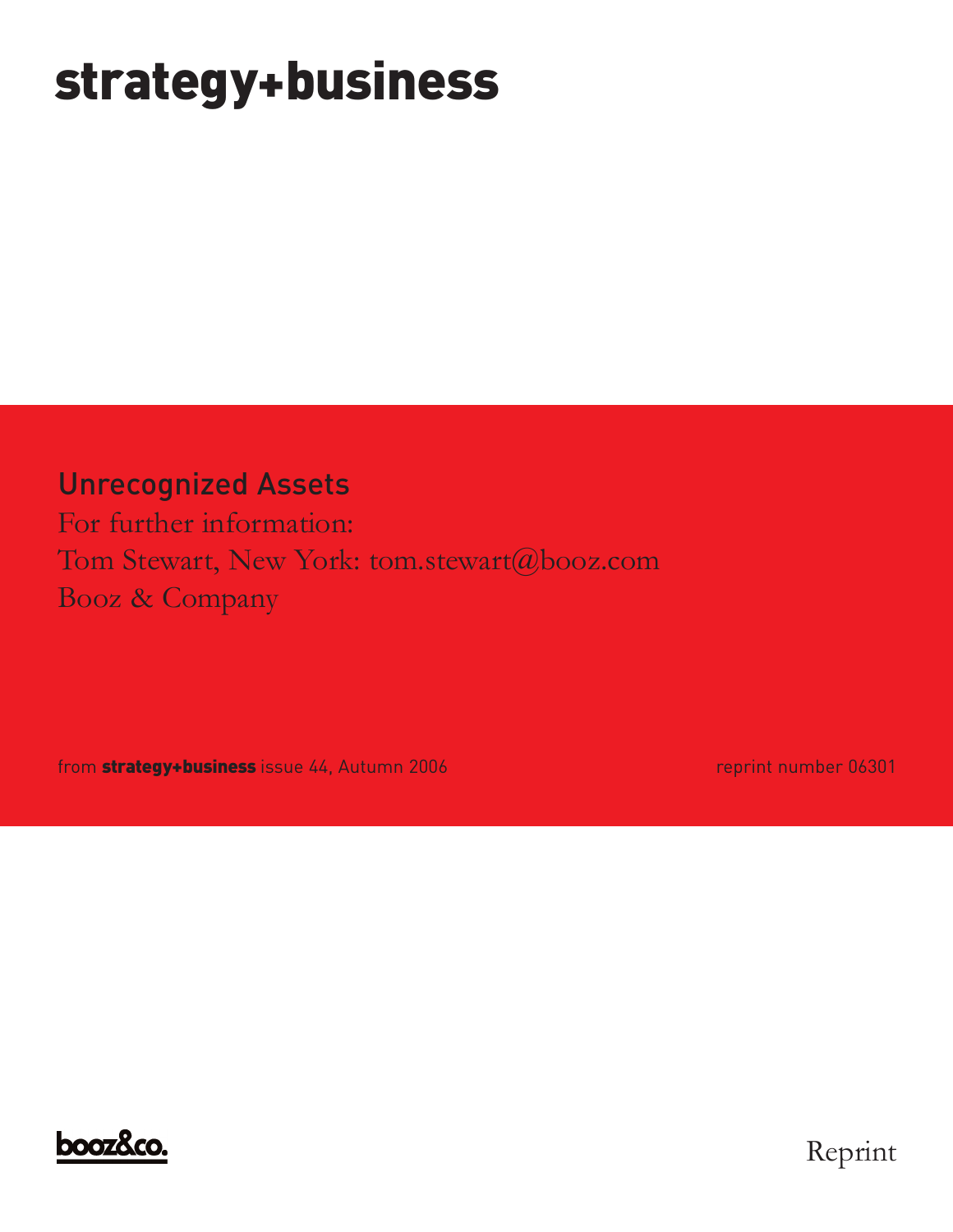# strategy+business

## Unrecognized Assets

For further information:

Tom Stewart, New York: tom.stewart@booz.com

Booz & Company

from **strategy+business** issue 44, Autumn 2006

reprint number 06301

booz&co.

Reprint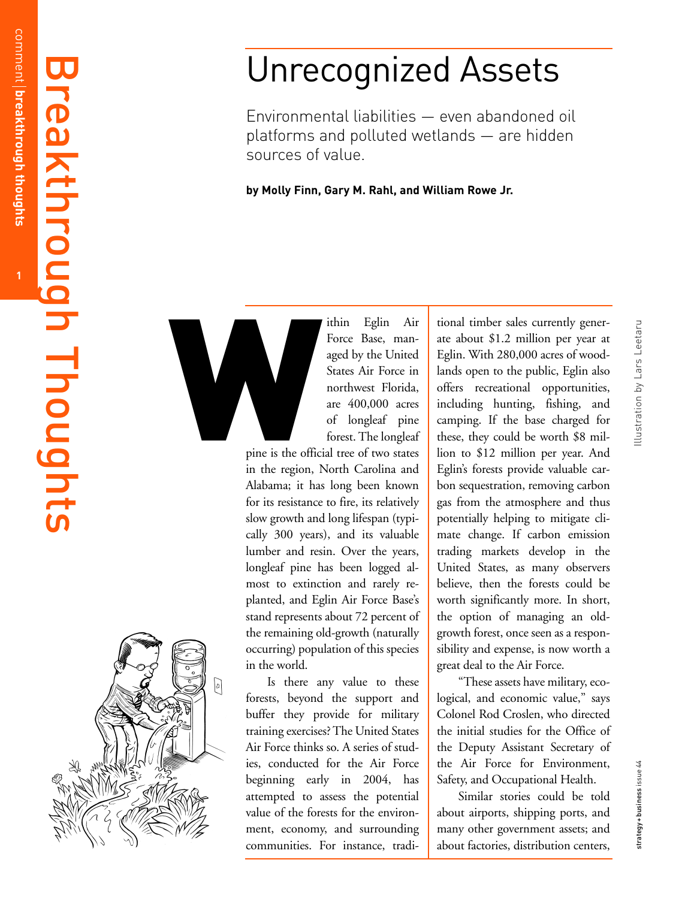# Unrecognized Assets

Environmental liabilities — even abandoned oil platforms and polluted wetlands — are hidden sources of value.

**by Molly Finn, Gary M. Rahl, and William Rowe Jr.**

Illustration by Lars Leetaru

Within Eglin Air Force Base, managed by the United States Air Force in northwest Florida, are 400,000 acres of longleaf pine forest. The longleaf pine is the official tree of two states in the region, North Carolina and Alabama; it has long been known for its resistance to fire, its relatively slow growth and long lifespan (typically 300 years), and its valuable lumber and resin. Over the years, longleaf pine has been logged almost to extinction and rarely replanted, and Eglin Air Force Base's stand represents about 72 percent of the remaining old-growth (naturally occurring) population of this species in the world.

Is there any value to these forests, beyond the support and buffer they provide for military training exercises? The United States Air Force thinks so. A series of studies, conducted for the Air Force beginning early in 2004, has attempted to assess the potential value of the forests for the environment, economy, and surrounding communities. For instance, traditional timber sales currently generate about $1.2 million per year at Eglin. With 280,000 acres of woodlands open to the public, Eglin also offers recreational opportunities, including hunting, fishing, and camping. If the base charged for these, they could be worth $8 million to $12 million per year. And Eglin's forests provide valuable carbon sequestration, removing carbon gas from the atmosphere and thus potentially helping to mitigate climate change. If carbon emission trading markets develop in the United States, as many observers believe, then the forests could be worth significantly more. In short, the option of managing an old-growth forest, once seen as a responsibility and expense, is now worth a great deal to the Air Force.

"These assets have military, ecological, and economic value," says Colonel Rod Croslen, who directed the initial studies for the Office of the Deputy Assistant Secretary of the Air Force for Environment, Safety, and Occupational Health.

Similar stories could be told about airports, shipping ports, and many other government assets; and about factories, distribution centers,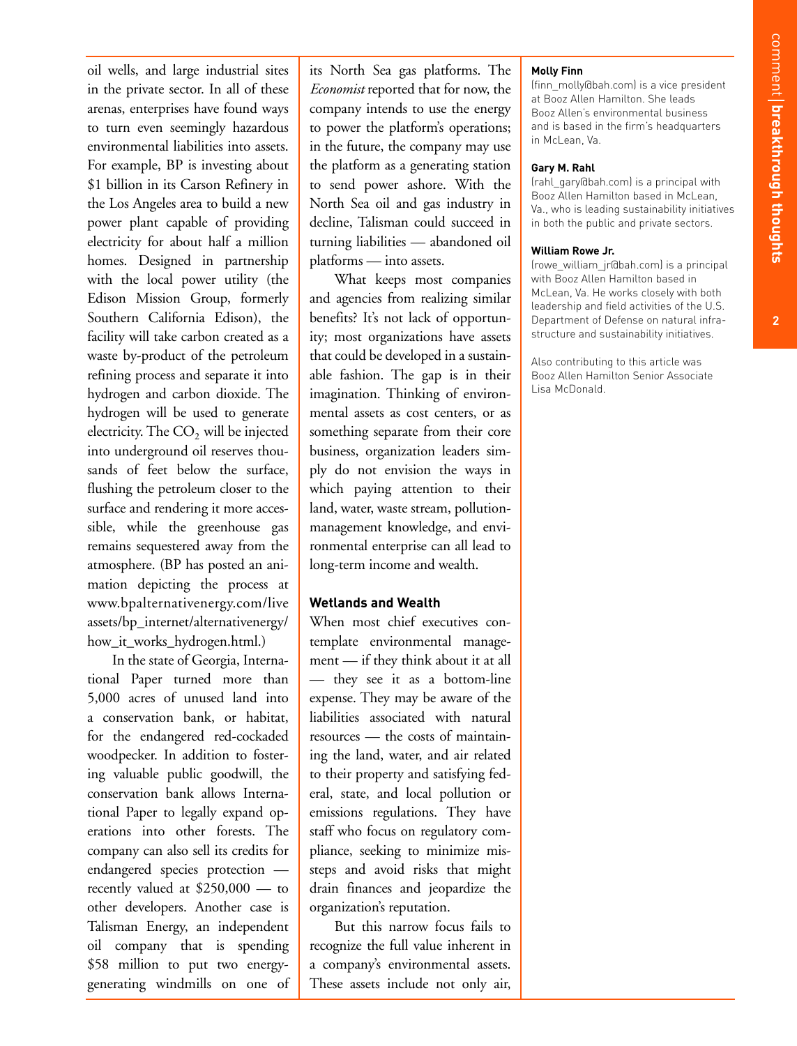oil wells, and large industrial sites in the private sector. In all of these arenas, enterprises have found ways to turn even seemingly hazardous environmental liabilities into assets. For example, BP is investing about $1 billion in its Carson Refinery in the Los Angeles area to build a new power plant capable of providing electricity for about half a million homes. Designed in partnership with the local power utility (the Edison Mission Group, formerly Southern California Edison), the facility will take carbon created as a waste by-product of the petroleum refining process and separate it into hydrogen and carbon dioxide. The hydrogen will be used to generate electricity. The $CO_2$ will be injected into underground oil reserves thousands of feet below the surface, flushing the petroleum closer to the surface and rendering it more accessible, while the greenhouse gas remains sequestered away from the atmosphere. (BP has posted an animation depicting the process at www.bpalternativenergy.com/liveassets/bp_internet/alternativenergy/how_it_works_hydrogen.html.)

In the state of Georgia, International Paper turned more than 5,000 acres of unused land into a conservation bank, or habitat, for the endangered red-cockaded woodpecker. In addition to fostering valuable public goodwill, the conservation bank allows International Paper to legally expand operations into other forests. The company can also sell its credits for endangered species protection — recently valued at $250,000 — to other developers. Another case is Talisman Energy, an independent oil company that is spending $58 million to put two energy-generating windmills on one of its North Sea gas platforms. The *Economist* reported that for now, the company intends to use the energy to power the platform's operations; in the future, the company may use the platform as a generating station to send power ashore. With the North Sea oil and gas industry in decline, Talisman could succeed in turning liabilities — abandoned oil platforms — into assets.

What keeps most companies and agencies from realizing similar benefits? It's not lack of opportunity; most organizations have assets that could be developed in a sustainable fashion. The gap is in their imagination. Thinking of environmental assets as cost centers, or as something separate from their core business, organization leaders simply do not envision the ways in which paying attention to their land, water, waste stream, pollution-management knowledge, and environmental enterprise can all lead to long-term income and wealth.

## Wetlands and Wealth

When most chief executives contemplate environmental management — if they think about it at all — they see it as a bottom-line expense. They may be aware of the liabilities associated with natural resources — the costs of maintaining the land, water, and air related to their property and satisfying federal, state, and local pollution or emissions regulations. They have staff who focus on regulatory compliance, seeking to minimize missteps and avoid risks that might drain finances and jeopardize the organization's reputation.

But this narrow focus fails to recognize the full value inherent in a company's environmental assets. These assets include not only air,

**Molly Finn**
(finn_molly@bah.com) is a vice president at Booz Allen Hamilton. She leads Booz Allen's environmental business and is based in the firm's headquarters in McLean, Va.

**Gary M. Rahl**
(rahl_gary@bah.com) is a principal with Booz Allen Hamilton based in McLean, Va., who is leading sustainability initiatives in both the public and private sectors.

**William Rowe Jr.**
(rowe_william_jr@bah.com) is a principal with Booz Allen Hamilton based in McLean, Va. He works closely with both leadership and field activities of the U.S. Department of Defense on natural infrastructure and sustainability initiatives.

Also contributing to this article was Booz Allen Hamilton Senior Associate Lisa McDonald.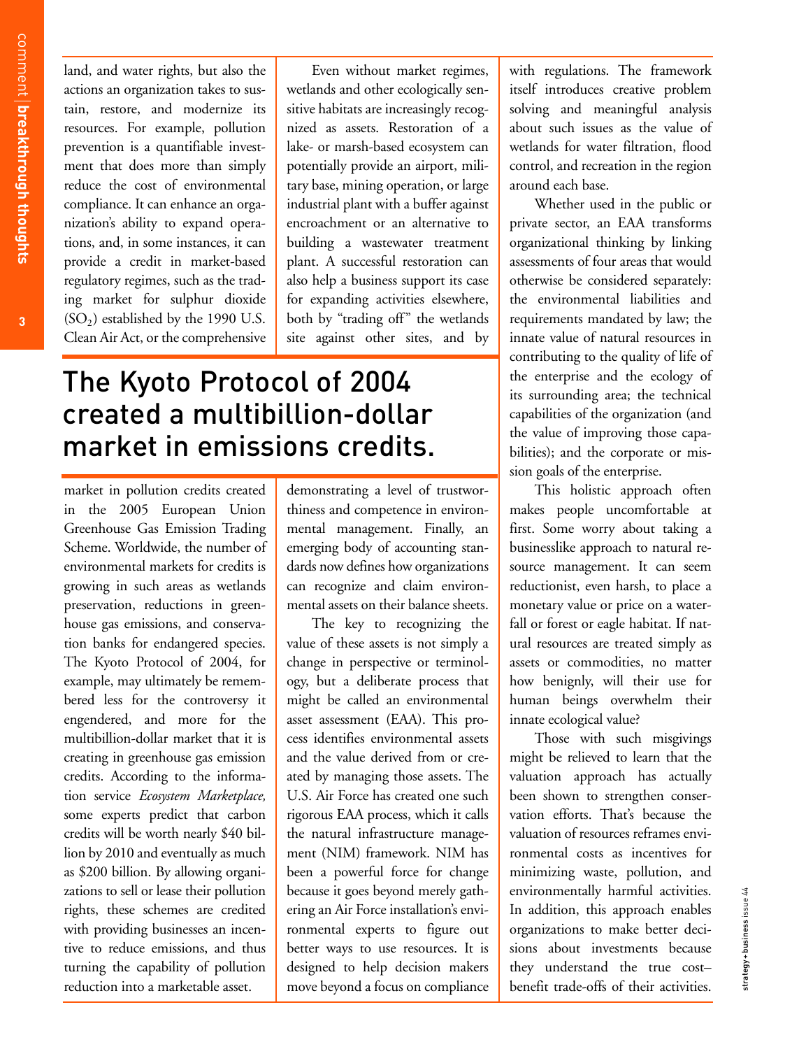land, and water rights, but also the actions an organization takes to sustain, restore, and modernize its resources. For example, pollution prevention is a quantifiable investment that does more than simply reduce the cost of environmental compliance. It can enhance an organization's ability to expand operations, and, in some instances, it can provide a credit in market-based regulatory regimes, such as the trading market for sulphur dioxide ($SO_2$) established by the 1990 U.S. Clean Air Act, or the comprehensive market in pollution credits created in the 2005 European Union Greenhouse Gas Emission Trading Scheme. Worldwide, the number of environmental markets for credits is growing in such areas as wetlands preservation, reductions in greenhouse gas emissions, and conservation banks for endangered species. The Kyoto Protocol of 2004, for example, may ultimately be remembered less for the controversy it engendered, and more for the multibillion-dollar market that it is creating in greenhouse gas emission credits. According to the information service *Ecosystem Marketplace,* some experts predict that carbon credits will be worth nearly $40 billion by 2010 and eventually as much as $200 billion. By allowing organizations to sell or lease their pollution rights, these schemes are credited with providing businesses an incentive to reduce emissions, and thus turning the capability of pollution reduction into a marketable asset.

Even without market regimes, wetlands and other ecologically sensitive habitats are increasingly recognized as assets. Restoration of a lake- or marsh-based ecosystem can potentially provide an airport, military base, mining operation, or large industrial plant with a buffer against encroachment or an alternative to building a wastewater treatment plant. A successful restoration can also help a business support its case for expanding activities elsewhere, both by "trading off" the wetlands site against other sites, and by demonstrating a level of trustworthiness and competence in environmental management. Finally, an emerging body of accounting standards now defines how organizations can recognize and claim environmental assets on their balance sheets.

## The Kyoto Protocol of 2004 created a multibillion-dollar market in emissions credits.

The key to recognizing the value of these assets is not simply a change in perspective or terminology, but a deliberate process that might be called an environmental asset assessment (EAA). This process identifies environmental assets and the value derived from or created by managing those assets. The U.S. Air Force has created one such rigorous EAA process, which it calls the natural infrastructure management (NIM) framework. NIM has been a powerful force for change because it goes beyond merely gathering an Air Force installation's environmental experts to figure out better ways to use resources. It is designed to help decision makers move beyond a focus on compliance with regulations. The framework itself introduces creative problem solving and meaningful analysis about such issues as the value of wetlands for water filtration, flood control, and recreation in the region around each base.

Whether used in the public or private sector, an EAA transforms organizational thinking by linking assessments of four areas that would otherwise be considered separately: the environmental liabilities and requirements mandated by law; the innate value of natural resources in contributing to the quality of life of the enterprise and the ecology of its surrounding area; the technical capabilities of the organization (and the value of improving those capabilities); and the corporate or mission goals of the enterprise.

This holistic approach often makes people uncomfortable at first. Some worry about taking a businesslike approach to natural resource management. It can seem reductionist, even harsh, to place a monetary value or price on a waterfall or forest or eagle habitat. If natural resources are treated simply as assets or commodities, no matter how benignly, will their use for human beings overwhelm their innate ecological value?

Those with such misgivings might be relieved to learn that the valuation approach has actually been shown to strengthen conservation efforts. That's because the valuation of resources reframes environmental costs as incentives for minimizing waste, pollution, and environmentally harmful activities. In addition, this approach enables organizations to make better decisions about investments because they understand the true cost–benefit trade-offs of their activities.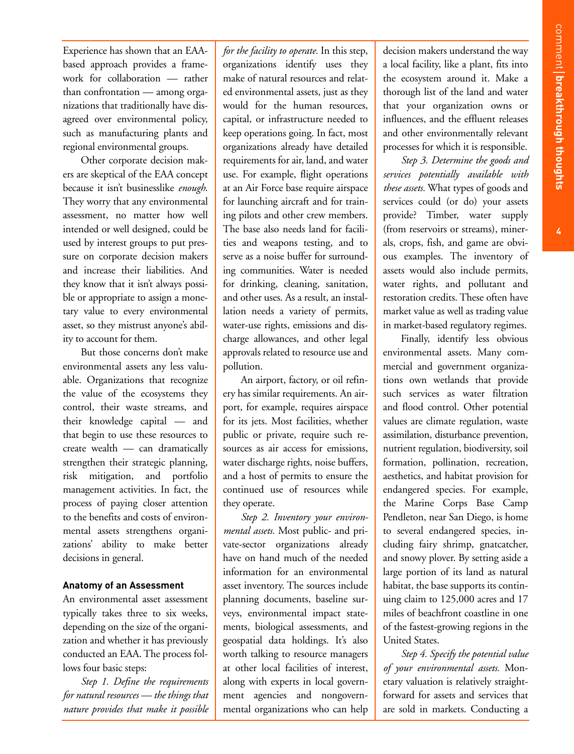Experience has shown that an EAA-based approach provides a framework for collaboration — rather than confrontation — among organizations that traditionally have disagreed over environmental policy, such as manufacturing plants and regional environmental groups.

Other corporate decision makers are skeptical of the EAA concept because it isn't businesslike *enough*. They worry that any environmental assessment, no matter how well intended or well designed, could be used by interest groups to put pressure on corporate decision makers and increase their liabilities. And they know that it isn't always possible or appropriate to assign a monetary value to every environmental asset, so they mistrust anyone's ability to account for them.

But those concerns don't make environmental assets any less valuable. Organizations that recognize the value of the ecosystems they control, their waste streams, and their knowledge capital — and that begin to use these resources to create wealth — can dramatically strengthen their strategic planning, risk mitigation, and portfolio management activities. In fact, the process of paying closer attention to the benefits and costs of environmental assets strengthens organizations' ability to make better decisions in general.

**Anatomy of an Assessment**

An environmental asset assessment typically takes three to six weeks, depending on the size of the organization and whether it has previously conducted an EAA. The process follows four basic steps:

*Step 1. Define the requirements for natural resources — the things that nature provides that make it possible for the facility to operate.* In this step, organizations identify uses they make of natural resources and related environmental assets, just as they would for the human resources, capital, or infrastructure needed to keep operations going. In fact, most organizations already have detailed requirements for air, land, and water use. For example, flight operations at an Air Force base require airspace for launching aircraft and for training pilots and other crew members. The base also needs land for facilities and weapons testing, and to serve as a noise buffer for surrounding communities. Water is needed for drinking, cleaning, sanitation, and other uses. As a result, an installation needs a variety of permits, water-use rights, emissions and discharge allowances, and other legal approvals related to resource use and pollution.

An airport, factory, or oil refinery has similar requirements. An airport, for example, requires airspace for its jets. Most facilities, whether public or private, require such resources as air access for emissions, water discharge rights, noise buffers, and a host of permits to ensure the continued use of resources while they operate.

*Step 2. Inventory your environmental assets.* Most public- and private-sector organizations already have on hand much of the needed information for an environmental asset inventory. The sources include planning documents, baseline surveys, environmental impact statements, biological assessments, and geospatial data holdings. It's also worth talking to resource managers at other local facilities of interest, along with experts in local government agencies and nongovernmental organizations who can help decision makers understand the way a local facility, like a plant, fits into the ecosystem around it. Make a thorough list of the land and water that your organization owns or influences, and the effluent releases and other environmentally relevant processes for which it is responsible.

*Step 3. Determine the goods and services potentially available with these assets.* What types of goods and services could (or do) your assets provide? Timber, water supply (from reservoirs or streams), minerals, crops, fish, and game are obvious examples. The inventory of assets would also include permits, water rights, and pollutant and restoration credits. These often have market value as well as trading value in market-based regulatory regimes.

Finally, identify less obvious environmental assets. Many commercial and government organizations own wetlands that provide such services as water filtration and flood control. Other potential values are climate regulation, waste assimilation, disturbance prevention, nutrient regulation, biodiversity, soil formation, pollination, recreation, aesthetics, and habitat provision for endangered species. For example, the Marine Corps Base Camp Pendleton, near San Diego, is home to several endangered species, including fairy shrimp, gnatcatcher, and snowy plover. By setting aside a large portion of its land as natural habitat, the base supports its continuing claim to 125,000 acres and 17 miles of beachfront coastline in one of the fastest-growing regions in the United States.

*Step 4. Specify the potential value of your environmental assets.* Monetary valuation is relatively straightforward for assets and services that are sold in markets. Conducting a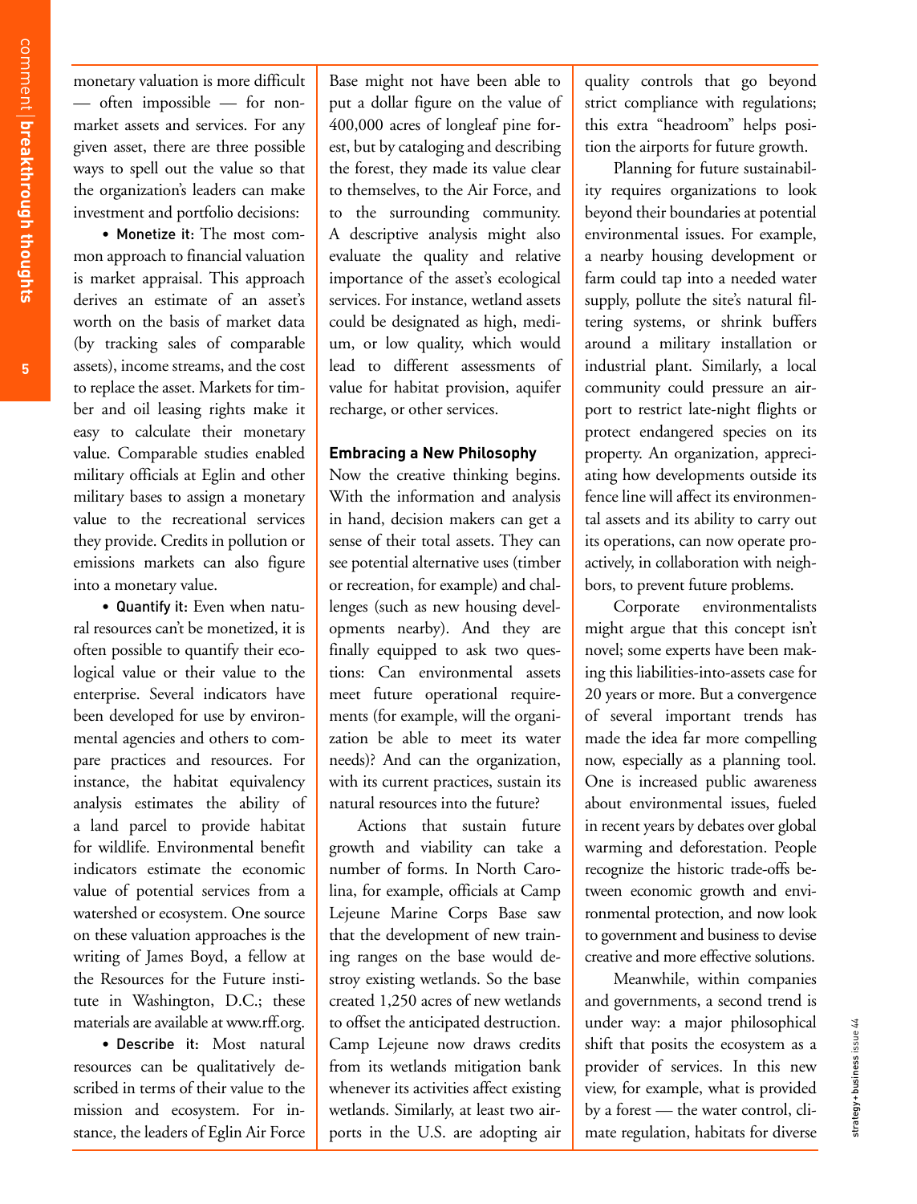monetary valuation is more difficult — often impossible — for nonmarket assets and services. For any given asset, there are three possible ways to spell out the value so that the organization's leaders can make investment and portfolio decisions:

- **Monetize it:** The most common approach to financial valuation is market appraisal. This approach derives an estimate of an asset's worth on the basis of market data (by tracking sales of comparable assets), income streams, and the cost to replace the asset. Markets for timber and oil leasing rights make it easy to calculate their monetary value. Comparable studies enabled military officials at Eglin and other military bases to assign a monetary value to the recreational services they provide. Credits in pollution or emissions markets can also figure into a monetary value.

- **Quantify it:** Even when natural resources can't be monetized, it is often possible to quantify their ecological value or their value to the enterprise. Several indicators have been developed for use by environmental agencies and others to compare practices and resources. For instance, the habitat equivalency analysis estimates the ability of a land parcel to provide habitat for wildlife. Environmental benefit indicators estimate the economic value of potential services from a watershed or ecosystem. One source on these valuation approaches is the writing of James Boyd, a fellow at the Resources for the Future institute in Washington, D.C.; these materials are available at www.rff.org.

- **Describe it:** Most natural resources can be qualitatively described in terms of their value to the mission and ecosystem. For instance, the leaders of Eglin Air Force Base might not have been able to put a dollar figure on the value of 400,000 acres of longleaf pine forest, but by cataloging and describing the forest, they made its value clear to themselves, to the Air Force, and to the surrounding community. A descriptive analysis might also evaluate the quality and relative importance of the asset's ecological services. For instance, wetland assets could be designated as high, medium, or low quality, which would lead to different assessments of value for habitat provision, aquifer recharge, or other services.

## Embracing a New Philosophy

Now the creative thinking begins. With the information and analysis in hand, decision makers can get a sense of their total assets. They can see potential alternative uses (timber or recreation, for example) and challenges (such as new housing developments nearby). And they are finally equipped to ask two questions: Can environmental assets meet future operational requirements (for example, will the organization be able to meet its water needs)? And can the organization, with its current practices, sustain its natural resources into the future?

Actions that sustain future growth and viability can take a number of forms. In North Carolina, for example, officials at Camp Lejeune Marine Corps Base saw that the development of new training ranges on the base would destroy existing wetlands. So the base created 1,250 acres of new wetlands to offset the anticipated destruction. Camp Lejeune now draws credits from its wetlands mitigation bank whenever its activities affect existing wetlands. Similarly, at least two airports in the U.S. are adopting air quality controls that go beyond strict compliance with regulations; this extra "headroom" helps position the airports for future growth.

Planning for future sustainability requires organizations to look beyond their boundaries at potential environmental issues. For example, a nearby housing development or farm could tap into a needed water supply, pollute the site's natural filtering systems, or shrink buffers around a military installation or industrial plant. Similarly, a local community could pressure an airport to restrict late-night flights or protect endangered species on its property. An organization, appreciating how developments outside its fence line will affect its environmental assets and its ability to carry out its operations, can now operate proactively, in collaboration with neighbors, to prevent future problems.

Corporate environmentalists might argue that this concept isn't novel; some experts have been making this liabilities-into-assets case for 20 years or more. But a convergence of several important trends has made the idea far more compelling now, especially as a planning tool. One is increased public awareness about environmental issues, fueled in recent years by debates over global warming and deforestation. People recognize the historic trade-offs between economic growth and environmental protection, and now look to government and business to devise creative and more effective solutions.

Meanwhile, within companies and governments, a second trend is under way: a major philosophical shift that posits the ecosystem as a provider of services. In this new view, for example, what is provided by a forest — the water control, climate regulation, habitats for diverse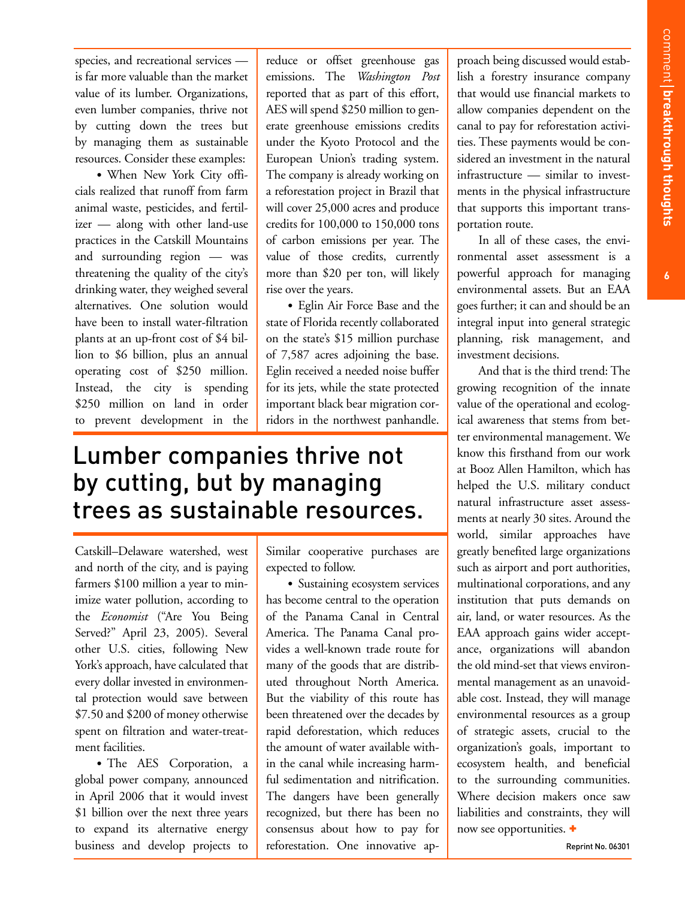species, and recreational services — is far more valuable than the market value of its lumber. Organizations, even lumber companies, thrive not by cutting down the trees but by managing them as sustainable resources. Consider these examples:

• When New York City officials realized that runoff from farm animal waste, pesticides, and fertilizer — along with other land-use practices in the Catskill Mountains and surrounding region — was threatening the quality of the city's drinking water, they weighed several alternatives. One solution would have been to install water-filtration plants at an up-front cost of $4 billion to $6 billion, plus an annual operating cost of $250 million. Instead, the city is spending $250 million on land in order to prevent development in the Catskill–Delaware watershed, west and north of the city, and is paying farmers $100 million a year to minimize water pollution, according to the *Economist* ("Are You Being Served?" April 23, 2005). Several other U.S. cities, following New York's approach, have calculated that every dollar invested in environmental protection would save between $7.50 and $200 of money otherwise spent on filtration and water-treatment facilities.

• The AES Corporation, a global power company, announced in April 2006 that it would invest $1 billion over the next three years to expand its alternative energy business and develop projects to reduce or offset greenhouse gas emissions. The *Washington Post* reported that as part of this effort, AES will spend $250 million to generate greenhouse emissions credits under the Kyoto Protocol and the European Union's trading system. The company is already working on a reforestation project in Brazil that will cover 25,000 acres and produce credits for 100,000 to 150,000 tons of carbon emissions per year. The value of those credits, currently more than $20 per ton, will likely rise over the years.

• Eglin Air Force Base and the state of Florida recently collaborated on the state's $15 million purchase of 7,587 acres adjoining the base. Eglin received a needed noise buffer for its jets, while the state protected important black bear migration corridors in the northwest panhandle. Similar cooperative purchases are expected to follow.

## Lumber companies thrive not by cutting, but by managing trees as sustainable resources.

• Sustaining ecosystem services has become central to the operation of the Panama Canal in Central America. The Panama Canal provides a well-known trade route for many of the goods that are distributed throughout North America. But the viability of this route has been threatened over the decades by rapid deforestation, which reduces the amount of water available within the canal while increasing harmful sedimentation and nitrification. The dangers have been generally recognized, but there has been no consensus about how to pay for reforestation. One innovative approach being discussed would establish a forestry insurance company that would use financial markets to allow companies dependent on the canal to pay for reforestation activities. These payments would be considered an investment in the natural infrastructure — similar to investments in the physical infrastructure that supports this important transportation route.

In all of these cases, the environmental asset assessment is a powerful approach for managing environmental assets. But an EAA goes further; it can and should be an integral input into general strategic planning, risk management, and investment decisions.

And that is the third trend: The growing recognition of the innate value of the operational and ecological awareness that stems from better environmental management. We know this firsthand from our work at Booz Allen Hamilton, which has helped the U.S. military conduct natural infrastructure asset assessments at nearly 30 sites. Around the world, similar approaches have greatly benefited large organizations such as airport and port authorities, multinational corporations, and any institution that puts demands on air, land, or water resources. As the EAA approach gains wider acceptance, organizations will abandon the old mind-set that views environmental management as an unavoidable cost. Instead, they will manage environmental resources as a group of strategic assets, crucial to the organization's goals, important to ecosystem health, and beneficial to the surrounding communities. Where decision makers once saw liabilities and constraints, they will now see opportunities. +

Reprint No. 06301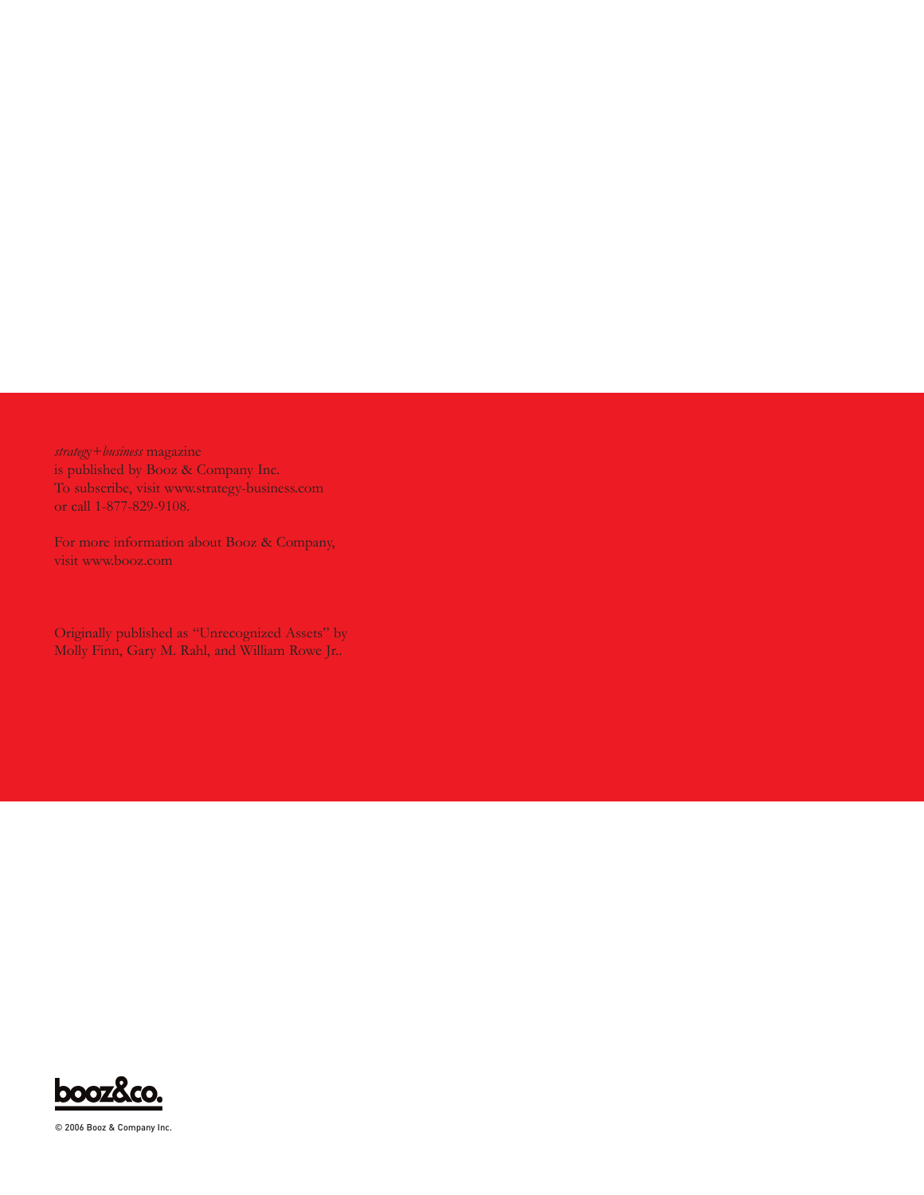*strategy+business* magazine
is published by Booz & Company Inc.
To subscribe, visit www.strategy-business.com
or call 1-877-829-9108.

For more information about Booz & Company,
visit www.booz.com

Originally published as "Unrecognized Assets" by
Molly Finn, Gary M. Rahl, and William Rowe Jr..

booz&co.

© 2006 Booz & Company Inc.